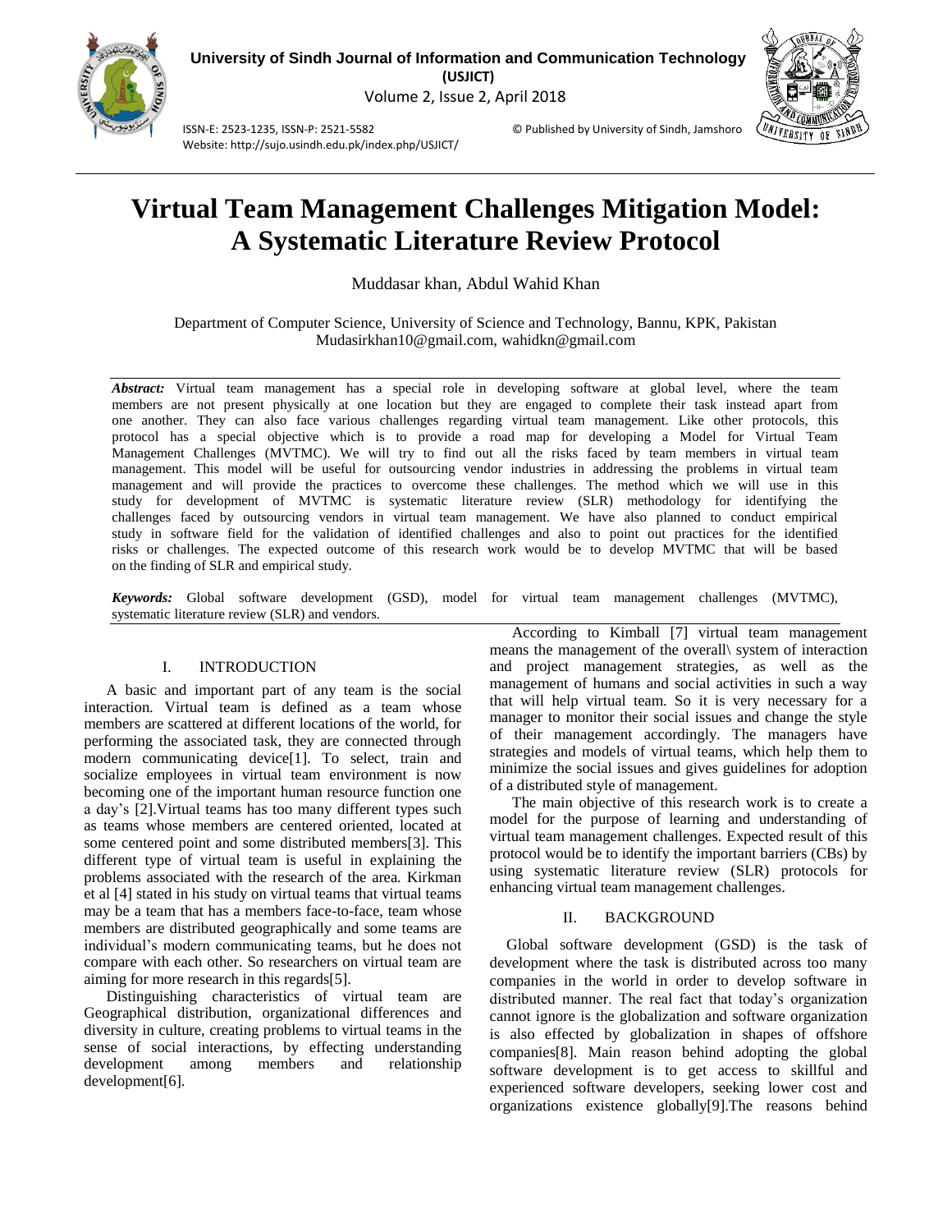# Virtual Team Management Challenges Mitigation Model: A Systematic Literature Review Protocol

Muddasar khan, Abdul Wahid Khan

Department of Computer Science, University of Science and Technology, Bannu, KPK, Pakistan
Mudasirkhan10@gmail.com, wahidkn@gmail.com

***Abstract:*** Virtual team management has a special role in developing software at global level, where the team members are not present physically at one location but they are engaged to complete their task instead apart from one another. They can also face various challenges regarding virtual team management. Like other protocols, this protocol has a special objective which is to provide a road map for developing a Model for Virtual Team Management Challenges (MVTMC). We will try to find out all the risks faced by team members in virtual team management. This model will be useful for outsourcing vendor industries in addressing the problems in virtual team management and will provide the practices to overcome these challenges. The method which we will use in this study for development of MVTMC is systematic literature review (SLR) methodology for identifying the challenges faced by outsourcing vendors in virtual team management. We have also planned to conduct empirical study in software field for the validation of identified challenges and also to point out practices for the identified risks or challenges. The expected outcome of this research work would be to develop MVTMC that will be based on the finding of SLR and empirical study.

***Keywords:*** Global software development (GSD), model for virtual team management challenges (MVTMC), systematic literature review (SLR) and vendors.

## I. INTRODUCTION

A basic and important part of any team is the social interaction. Virtual team is defined as a team whose members are scattered at different locations of the world, for performing the associated task, they are connected through modern communicating device[1]. To select, train and socialize employees in virtual team environment is now becoming one of the important human resource function one a day's [2].Virtual teams has too many different types such as teams whose members are centered oriented, located at some centered point and some distributed members[3]. This different type of virtual team is useful in explaining the problems associated with the research of the area. Kirkman et al [4] stated in his study on virtual teams that virtual teams may be a team that has a members face-to-face, team whose members are distributed geographically and some teams are individual's modern communicating teams, but he does not compare with each other. So researchers on virtual team are aiming for more research in this regards[5].

Distinguishing characteristics of virtual team are Geographical distribution, organizational differences and diversity in culture, creating problems to virtual teams in the sense of social interactions, by effecting understanding development among members and relationship development[6].

According to Kimball [7] virtual team management means the management of the overall\ system of interaction and project management strategies, as well as the management of humans and social activities in such a way that will help virtual team. So it is very necessary for a manager to monitor their social issues and change the style of their management accordingly. The managers have strategies and models of virtual teams, which help them to minimize the social issues and gives guidelines for adoption of a distributed style of management.

The main objective of this research work is to create a model for the purpose of learning and understanding of virtual team management challenges. Expected result of this protocol would be to identify the important barriers (CBs) by using systematic literature review (SLR) protocols for enhancing virtual team management challenges.

## II. BACKGROUND

Global software development (GSD) is the task of development where the task is distributed across too many companies in the world in order to develop software in distributed manner. The real fact that today's organization cannot ignore is the globalization and software organization is also effected by globalization in shapes of offshore companies[8]. Main reason behind adopting the global software development is to get access to skillful and experienced software developers, seeking lower cost and organizations existence globally[9].The reasons behind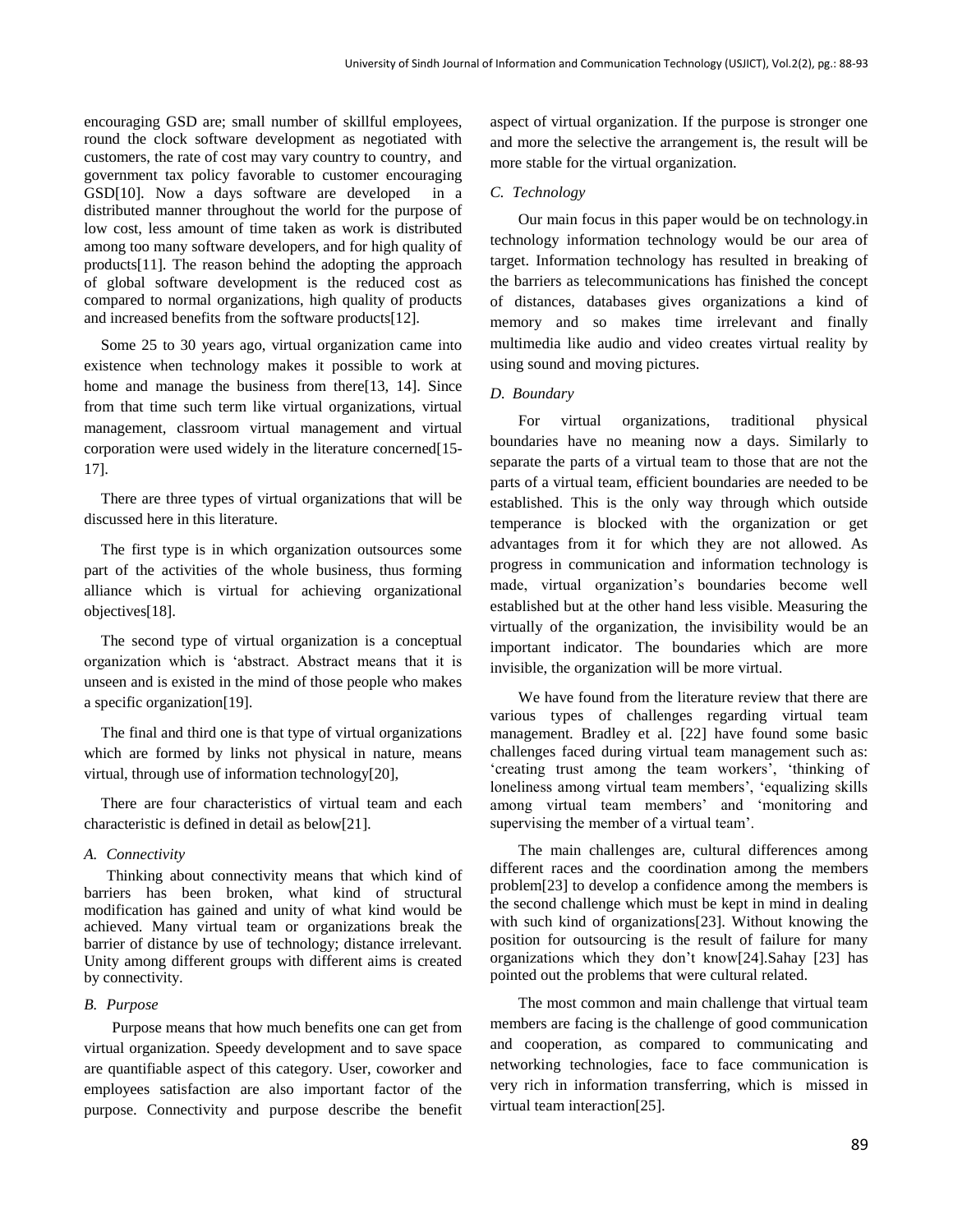encouraging GSD are; small number of skillful employees, round the clock software development as negotiated with customers, the rate of cost may vary country to country, and government tax policy favorable to customer encouraging GSD[10]. Now a days software are developed in a distributed manner throughout the world for the purpose of low cost, less amount of time taken as work is distributed among too many software developers, and for high quality of products[11]. The reason behind the adopting the approach of global software development is the reduced cost as compared to normal organizations, high quality of products and increased benefits from the software products[12].

Some 25 to 30 years ago, virtual organization came into existence when technology makes it possible to work at home and manage the business from there[13, 14]. Since from that time such term like virtual organizations, virtual management, classroom virtual management and virtual corporation were used widely in the literature concerned[15-17].

There are three types of virtual organizations that will be discussed here in this literature.

The first type is in which organization outsources some part of the activities of the whole business, thus forming alliance which is virtual for achieving organizational objectives[18].

The second type of virtual organization is a conceptual organization which is 'abstract. Abstract means that it is unseen and is existed in the mind of those people who makes a specific organization[19].

The final and third one is that type of virtual organizations which are formed by links not physical in nature, means virtual, through use of information technology[20],

There are four characteristics of virtual team and each characteristic is defined in detail as below[21].

### *A. Connectivity*

Thinking about connectivity means that which kind of barriers has been broken, what kind of structural modification has gained and unity of what kind would be achieved. Many virtual team or organizations break the barrier of distance by use of technology; distance irrelevant. Unity among different groups with different aims is created by connectivity.

### *B. Purpose*

Purpose means that how much benefits one can get from virtual organization. Speedy development and to save space are quantifiable aspect of this category. User, coworker and employees satisfaction are also important factor of the purpose. Connectivity and purpose describe the benefit aspect of virtual organization. If the purpose is stronger one and more the selective the arrangement is, the result will be more stable for the virtual organization.

### *C. Technology*

Our main focus in this paper would be on technology.in technology information technology would be our area of target. Information technology has resulted in breaking of the barriers as telecommunications has finished the concept of distances, databases gives organizations a kind of memory and so makes time irrelevant and finally multimedia like audio and video creates virtual reality by using sound and moving pictures.

### *D. Boundary*

For virtual organizations, traditional physical boundaries have no meaning now a days. Similarly to separate the parts of a virtual team to those that are not the parts of a virtual team, efficient boundaries are needed to be established. This is the only way through which outside temperance is blocked with the organization or get advantages from it for which they are not allowed. As progress in communication and information technology is made, virtual organization's boundaries become well established but at the other hand less visible. Measuring the virtually of the organization, the invisibility would be an important indicator. The boundaries which are more invisible, the organization will be more virtual.

We have found from the literature review that there are various types of challenges regarding virtual team management. Bradley et al. [22] have found some basic challenges faced during virtual team management such as: 'creating trust among the team workers', 'thinking of loneliness among virtual team members', 'equalizing skills among virtual team members' and 'monitoring and supervising the member of a virtual team'.

The main challenges are, cultural differences among different races and the coordination among the members problem[23] to develop a confidence among the members is the second challenge which must be kept in mind in dealing with such kind of organizations[23]. Without knowing the position for outsourcing is the result of failure for many organizations which they don't know[24].Sahay [23] has pointed out the problems that were cultural related.

The most common and main challenge that virtual team members are facing is the challenge of good communication and cooperation, as compared to communicating and networking technologies, face to face communication is very rich in information transferring, which is missed in virtual team interaction[25].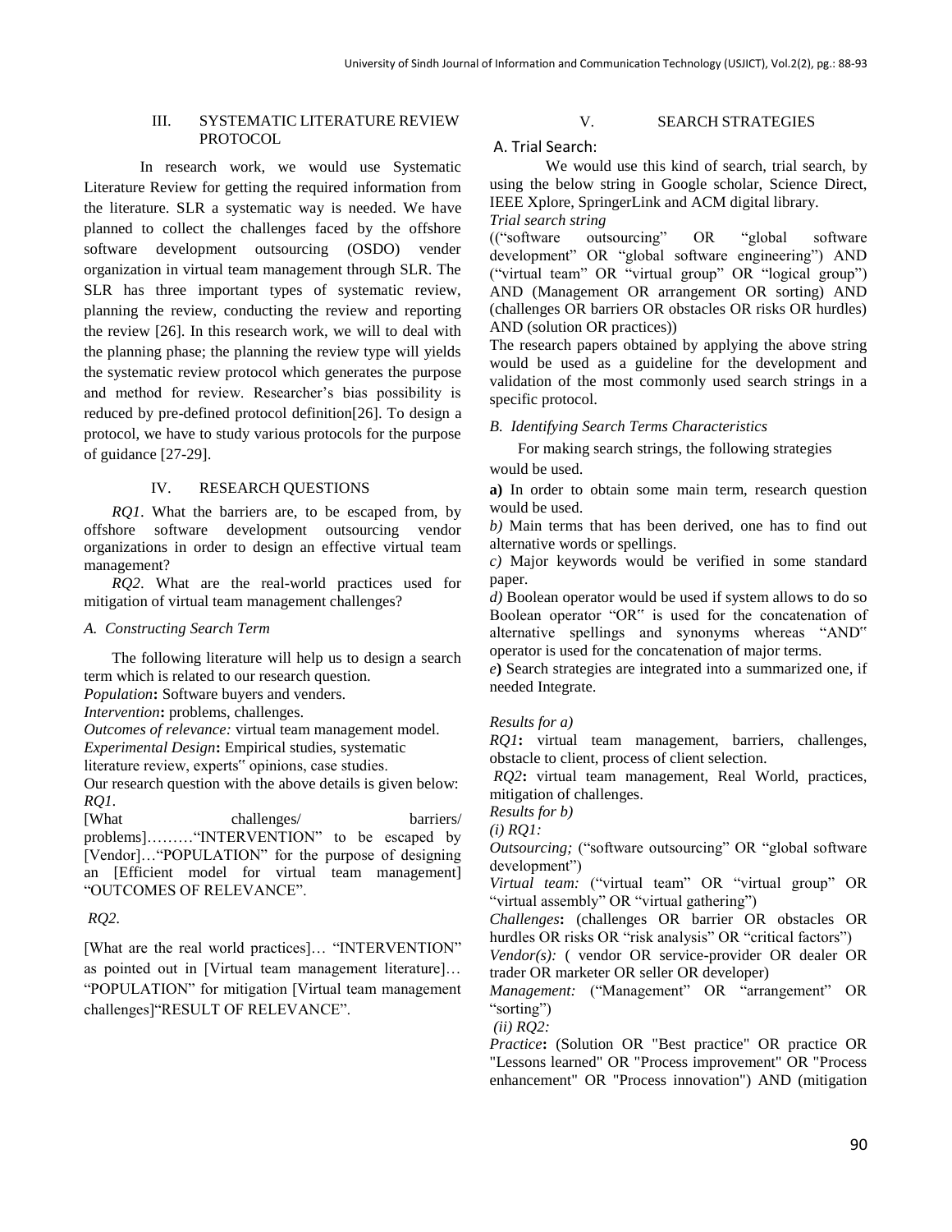## III. SYSTEMATIC LITERATURE REVIEW PROTOCOL

In research work, we would use Systematic Literature Review for getting the required information from the literature. SLR a systematic way is needed. We have planned to collect the challenges faced by the offshore software development outsourcing (OSDO) vender organization in virtual team management through SLR. The SLR has three important types of systematic review, planning the review, conducting the review and reporting the review [26]. In this research work, we will to deal with the planning phase; the planning the review type will yields the systematic review protocol which generates the purpose and method for review. Researcher's bias possibility is reduced by pre-defined protocol definition[26]. To design a protocol, we have to study various protocols for the purpose of guidance [27-29].

## IV. RESEARCH QUESTIONS

*RQ1*. What the barriers are, to be escaped from, by offshore software development outsourcing vendor organizations in order to design an effective virtual team management?

*RQ2*. What are the real-world practices used for mitigation of virtual team management challenges?

### *A. Constructing Search Term*

The following literature will help us to design a search term which is related to our research question.

*Population***:** Software buyers and venders.

*Intervention***:** problems, challenges.

*Outcomes of relevance:* virtual team management model.

*Experimental Design***:** Empirical studies, systematic literature review, experts‟ opinions, case studies.

Our research question with the above details is given below:

*RQ1.*

[What challenges/ barriers/ problems]………"INTERVENTION" to be escaped by [Vendor]…"POPULATION" for the purpose of designing an [Efficient model for virtual team management] "OUTCOMES OF RELEVANCE".

*RQ2.*

[What are the real world practices]… "INTERVENTION" as pointed out in [Virtual team management literature]… "POPULATION" for mitigation [Virtual team management challenges]"RESULT OF RELEVANCE".

## V. SEARCH STRATEGIES

### A. Trial Search:

We would use this kind of search, trial search, by using the below string in Google scholar, Science Direct, IEEE Xplore, SpringerLink and ACM digital library.

*Trial search string*

(("software outsourcing" OR "global software development" OR "global software engineering") AND ("virtual team" OR "virtual group" OR "logical group") AND (Management OR arrangement OR sorting) AND (challenges OR barriers OR obstacles OR risks OR hurdles) AND (solution OR practices))

The research papers obtained by applying the above string would be used as a guideline for the development and validation of the most commonly used search strings in a specific protocol.

### *B. Identifying Search Terms Characteristics*

For making search strings, the following strategies would be used.

**a)** In order to obtain some main term, research question would be used.

*b)* Main terms that has been derived, one has to find out alternative words or spellings.

*c)* Major keywords would be verified in some standard paper.

*d)* Boolean operator would be used if system allows to do so Boolean operator "OR‟ is used for the concatenation of alternative spellings and synonyms whereas "AND‟ operator is used for the concatenation of major terms.

*e***)** Search strategies are integrated into a summarized one, if needed Integrate.

*Results for a)*

*RQ1***:** virtual team management, barriers, challenges, obstacle to client, process of client selection.

*RQ2***:** virtual team management, Real World, practices, mitigation of challenges.

*Results for b)*

*(i) RQ1:*

*Outsourcing;* ("software outsourcing" OR "global software development")

*Virtual team:* ("virtual team" OR "virtual group" OR "virtual assembly" OR "virtual gathering")

*Challenges***:** (challenges OR barrier OR obstacles OR hurdles OR risks OR "risk analysis" OR "critical factors")

*Vendor(s):* ( vendor OR service-provider OR dealer OR trader OR marketer OR seller OR developer)

*Management:* ("Management" OR "arrangement" OR "sorting")

*(ii) RQ2:*

*Practice***:** (Solution OR "Best practice" OR practice OR "Lessons learned" OR "Process improvement" OR "Process enhancement" OR "Process innovation") AND (mitigation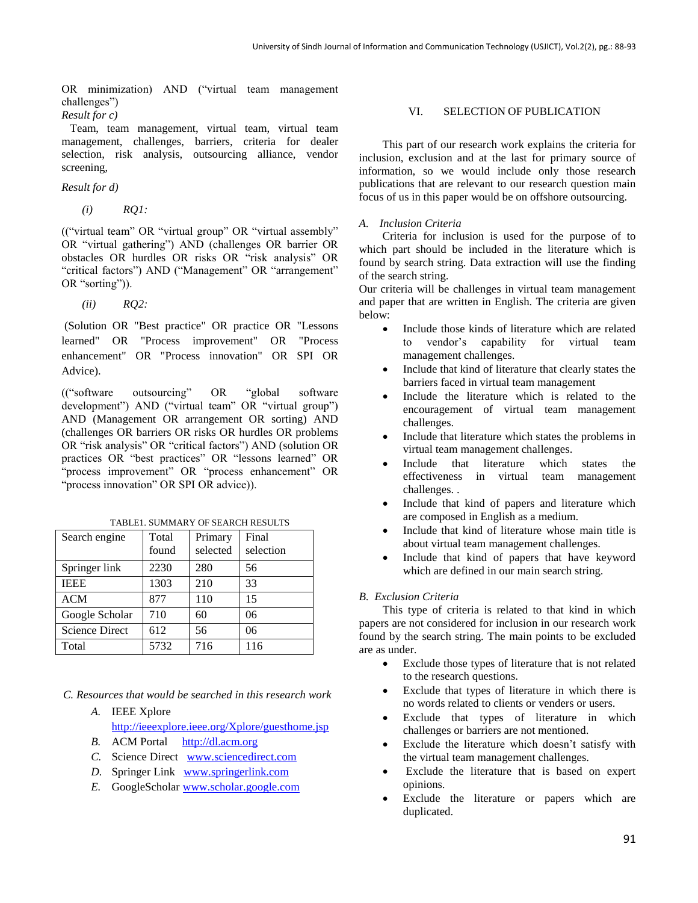OR minimization) AND (“virtual team management challenges”)

*Result for c)*

Team, team management, virtual team, virtual team management, challenges, barriers, criteria for dealer selection, risk analysis, outsourcing alliance, vendor screening,

*Result for d)*

*(i) RQ1:*

((“virtual team” OR “virtual group” OR “virtual assembly” OR “virtual gathering”) AND (challenges OR barrier OR obstacles OR hurdles OR risks OR “risk analysis” OR “critical factors”) AND (“Management” OR “arrangement” OR “sorting”)).

*(ii) RQ2:*

(Solution OR "Best practice" OR practice OR "Lessons learned" OR "Process improvement" OR "Process enhancement" OR "Process innovation" OR SPI OR Advice).

((“software outsourcing” OR “global software development”) AND (“virtual team” OR “virtual group”) AND (Management OR arrangement OR sorting) AND (challenges OR barriers OR risks OR hurdles OR problems OR “risk analysis” OR “critical factors”) AND (solution OR practices OR “best practices” OR “lessons learned” OR “process improvement” OR “process enhancement” OR “process innovation” OR SPI OR advice)).

TABLE1. SUMMARY OF SEARCH RESULTS

| Search engine | Total found | Primary selected | Final selection |
|---|---|---|---|
| Springer link | 2230 | 280 | 56 |
| IEEE | 1303 | 210 | 33 |
| ACM | 877 | 110 | 15 |
| Google Scholar | 710 | 60 | 06 |
| Science Direct | 612 | 56 | 06 |
| Total | 5732 | 716 | 116 |

*C. Resources that would be searched in this research work*

A. IEEE Xplore http://ieeexplore.ieee.org/Xplore/guesthome.jsp
B. ACM Portal http://dl.acm.org
C. Science Direct www.sciencedirect.com
D. Springer Link www.springerlink.com
E. GoogleScholar www.scholar.google.com

## VI. SELECTION OF PUBLICATION

This part of our research work explains the criteria for inclusion, exclusion and at the last for primary source of information, so we would include only those research publications that are relevant to our research question main focus of us in this paper would be on offshore outsourcing.

### *A. Inclusion Criteria*

Criteria for inclusion is used for the purpose of to which part should be included in the literature which is found by search string. Data extraction will use the finding of the search string.

Our criteria will be challenges in virtual team management and paper that are written in English. The criteria are given below:

- Include those kinds of literature which are related to vendor’s capability for virtual team management challenges.
- Include that kind of literature that clearly states the barriers faced in virtual team management
- Include the literature which is related to the encouragement of virtual team management challenges.
- Include that literature which states the problems in virtual team management challenges.
- Include that literature which states the effectiveness in virtual team management challenges. .
- Include that kind of papers and literature which are composed in English as a medium.
- Include that kind of literature whose main title is about virtual team management challenges.
- Include that kind of papers that have keyword which are defined in our main search string.

### *B. Exclusion Criteria*

This type of criteria is related to that kind in which papers are not considered for inclusion in our research work found by the search string. The main points to be excluded are as under.

- Exclude those types of literature that is not related to the research questions.
- Exclude that types of literature in which there is no words related to clients or venders or users.
- Exclude that types of literature in which challenges or barriers are not mentioned.
- Exclude the literature which doesn’t satisfy with the virtual team management challenges.
- Exclude the literature that is based on expert opinions.
- Exclude the literature or papers which are duplicated.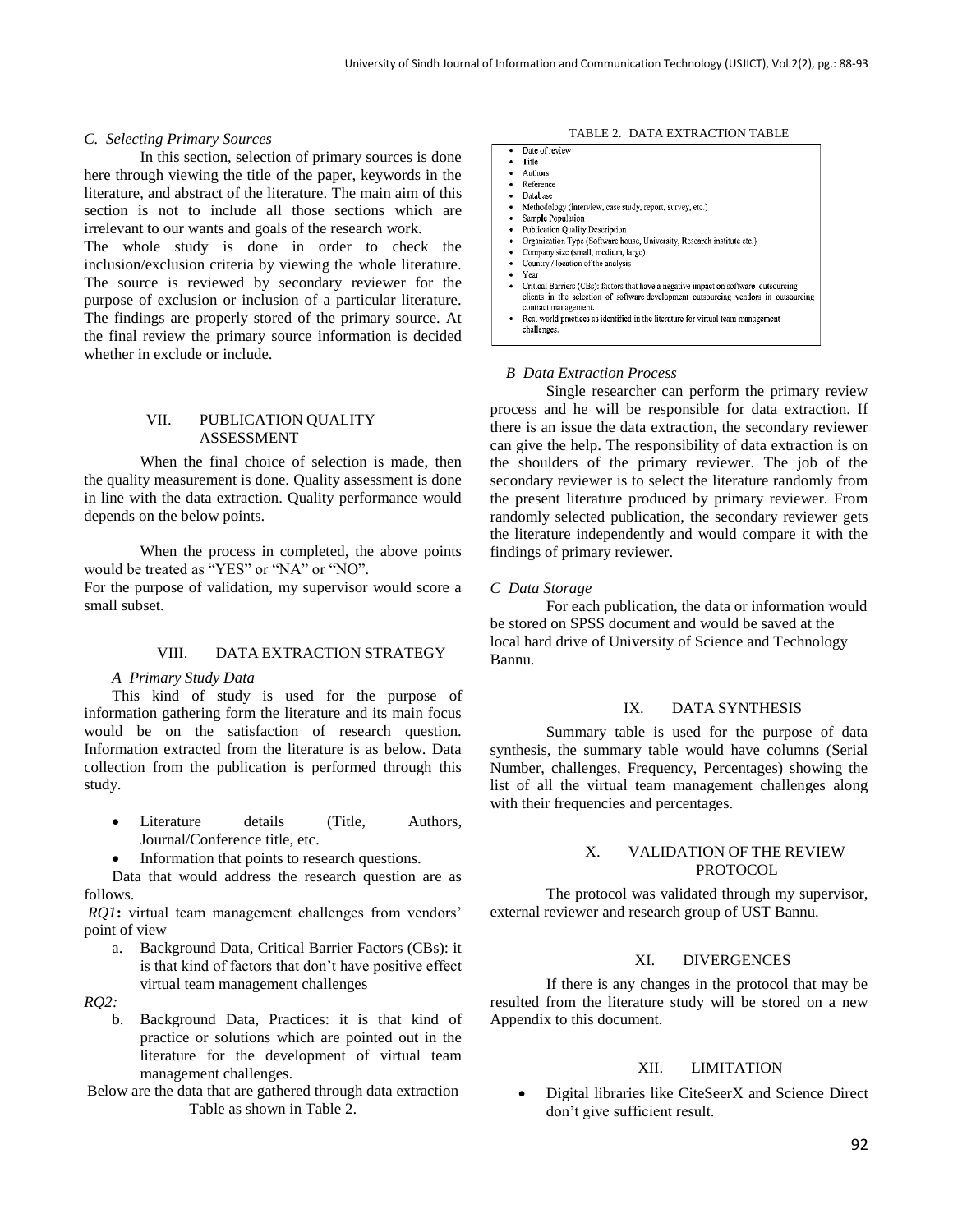### *C. Selecting Primary Sources*

In this section, selection of primary sources is done here through viewing the title of the paper, keywords in the literature, and abstract of the literature. The main aim of this section is not to include all those sections which are irrelevant to our wants and goals of the research work.

The whole study is done in order to check the inclusion/exclusion criteria by viewing the whole literature. The source is reviewed by secondary reviewer for the purpose of exclusion or inclusion of a particular literature. The findings are properly stored of the primary source. At the final review the primary source information is decided whether in exclude or include.

## VII. PUBLICATION QUALITY ASSESSMENT

When the final choice of selection is made, then the quality measurement is done. Quality assessment is done in line with the data extraction. Quality performance would depends on the below points.

When the process in completed, the above points would be treated as "YES" or "NA" or "NO".

For the purpose of validation, my supervisor would score a small subset.

## VIII. DATA EXTRACTION STRATEGY

### *A Primary Study Data*

This kind of study is used for the purpose of information gathering form the literature and its main focus would be on the satisfaction of research question. Information extracted from the literature is as below. Data collection from the publication is performed through this study.

- Literature details (Title, Authors, Journal/Conference title, etc.
- Information that points to research questions.

Data that would address the research question are as follows.

*RQ1***:** virtual team management challenges from vendors' point of view

a. Background Data, Critical Barrier Factors (CBs): it is that kind of factors that don't have positive effect virtual team management challenges

*RQ2:*

b. Background Data, Practices: it is that kind of practice or solutions which are pointed out in the literature for the development of virtual team management challenges.

Below are the data that are gathered through data extraction Table as shown in Table 2.

TABLE 2. DATA EXTRACTION TABLE

| |
|---|
| • Date of review<br>• Title<br>• Authors<br>• Reference<br>• Database<br>• Methodology (interview, case study, report, survey, etc.)<br>• Sample Population<br>• Publication Quality Description<br>• Organization Type (Software house, University, Research institute etc.)<br>• Company size (small, medium, large)<br>• Country / location of the analysis<br>• Year<br>• Critical Barriers (CBs): factors that have a negative impact on software outsourcing clients in the selection of software development outsourcing vendors in outsourcing contract management.<br>• Real world practices as identified in the literature for virtual team management challenges. |

### *B Data Extraction Process*

Single researcher can perform the primary review process and he will be responsible for data extraction. If there is an issue the data extraction, the secondary reviewer can give the help. The responsibility of data extraction is on the shoulders of the primary reviewer. The job of the secondary reviewer is to select the literature randomly from the present literature produced by primary reviewer. From randomly selected publication, the secondary reviewer gets the literature independently and would compare it with the findings of primary reviewer.

### *C Data Storage*

For each publication, the data or information would be stored on SPSS document and would be saved at the local hard drive of University of Science and Technology Bannu.

## IX. DATA SYNTHESIS

Summary table is used for the purpose of data synthesis, the summary table would have columns (Serial Number, challenges, Frequency, Percentages) showing the list of all the virtual team management challenges along with their frequencies and percentages.

## X. VALIDATION OF THE REVIEW PROTOCOL

The protocol was validated through my supervisor, external reviewer and research group of UST Bannu.

## XI. DIVERGENCES

If there is any changes in the protocol that may be resulted from the literature study will be stored on a new Appendix to this document.

## XII. LIMITATION

- Digital libraries like CiteSeerX and Science Direct don't give sufficient result.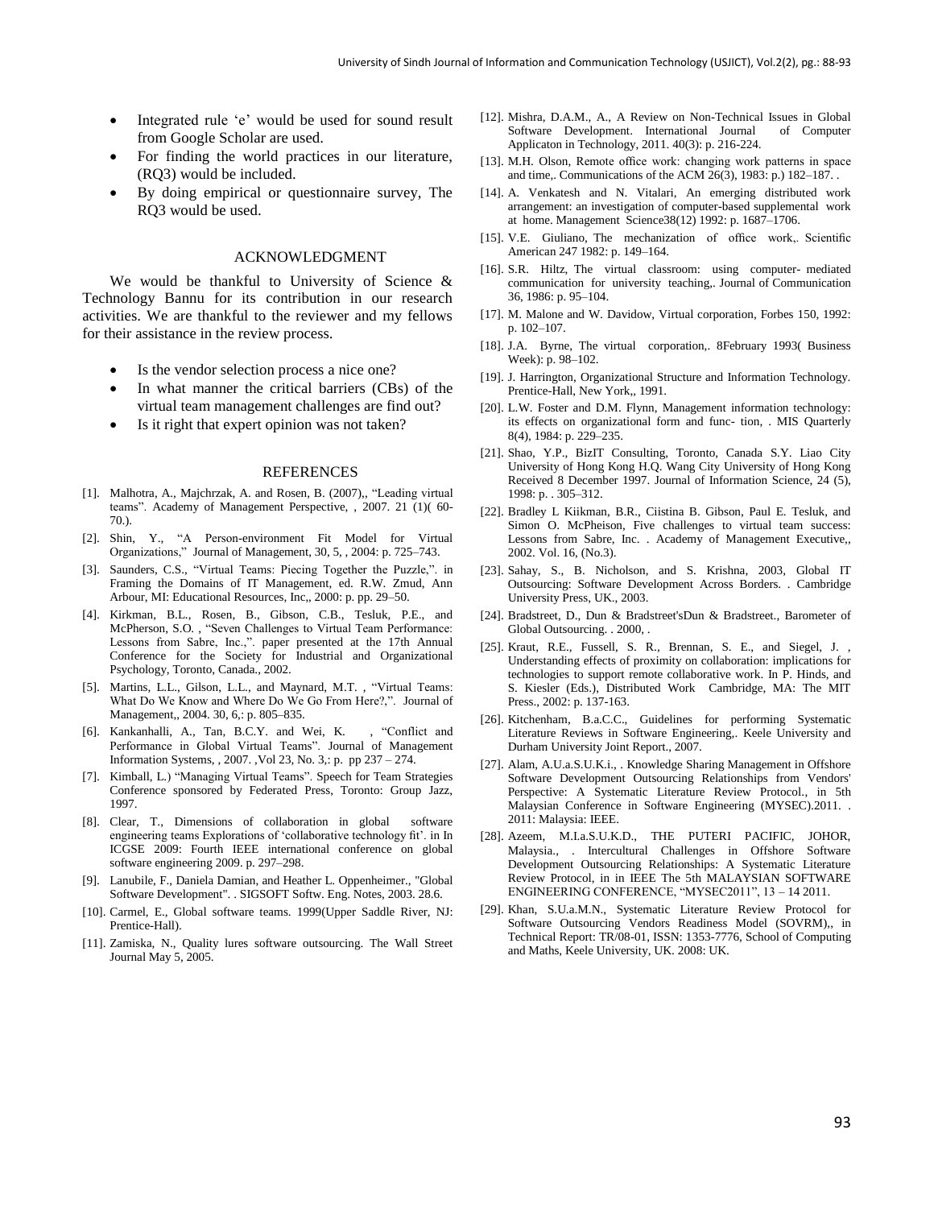- Integrated rule 'e' would be used for sound result from Google Scholar are used.
- For finding the world practices in our literature, (RQ3) would be included.
- By doing empirical or questionnaire survey, The RQ3 would be used.

## ACKNOWLEDGMENT

We would be thankful to University of Science & Technology Bannu for its contribution in our research activities. We are thankful to the reviewer and my fellows for their assistance in the review process.

- Is the vendor selection process a nice one?
- In what manner the critical barriers (CBs) of the virtual team management challenges are find out?
- Is it right that expert opinion was not taken?

## REFERENCES

[1]. Malhotra, A., Majchrzak, A. and Rosen, B. (2007),, "Leading virtual teams". Academy of Management Perspective, , 2007. 21 (1)( 60-70.).

[2]. Shin, Y., "A Person-environment Fit Model for Virtual Organizations," Journal of Management, 30, 5, , 2004: p. 725–743.

[3]. Saunders, C.S., "Virtual Teams: Piecing Together the Puzzle,". in Framing the Domains of IT Management, ed. R.W. Zmud, Ann Arbour, MI: Educational Resources, Inc,, 2000: p. pp. 29–50.

[4]. Kirkman, B.L., Rosen, B., Gibson, C.B., Tesluk, P.E., and McPherson, S.O. , "Seven Challenges to Virtual Team Performance: Lessons from Sabre, Inc.,". paper presented at the 17th Annual Conference for the Society for Industrial and Organizational Psychology, Toronto, Canada., 2002.

[5]. Martins, L.L., Gilson, L.L., and Maynard, M.T. , "Virtual Teams: What Do We Know and Where Do We Go From Here?,". Journal of Management,, 2004. 30, 6,: p. 805–835.

[6]. Kankanhalli, A., Tan, B.C.Y. and Wei, K. , "Conflict and Performance in Global Virtual Teams". Journal of Management Information Systems, , 2007. ,Vol 23, No. 3,: p. pp 237 – 274.

[7]. Kimball, L.) "Managing Virtual Teams". Speech for Team Strategies Conference sponsored by Federated Press, Toronto: Group Jazz, 1997.

[8]. Clear, T., Dimensions of collaboration in global software engineering teams Explorations of 'collaborative technology fit'. in In ICGSE 2009: Fourth IEEE international conference on global software engineering 2009. p. 297–298.

[9]. Lanubile, F., Daniela Damian, and Heather L. Oppenheimer., "Global Software Development". . SIGSOFT Softw. Eng. Notes, 2003. 28.6.

[10]. Carmel, E., Global software teams. 1999(Upper Saddle River, NJ: Prentice-Hall).

[11]. Zamiska, N., Quality lures software outsourcing. The Wall Street Journal May 5, 2005.

[12]. Mishra, D.A.M., A., A Review on Non-Technical Issues in Global Software Development. International Journal of Computer Applicaton in Technology, 2011. 40(3): p. 216-224.

[13]. M.H. Olson, Remote office work: changing work patterns in space and time,. Communications of the ACM 26(3), 1983: p.) 182–187. .

[14]. A. Venkatesh and N. Vitalari, An emerging distributed work arrangement: an investigation of computer-based supplemental work at home. Management Science38(12) 1992: p. 1687–1706.

[15]. V.E. Giuliano, The mechanization of office work,. Scientific American 247 1982: p. 149–164.

[16]. S.R. Hiltz, The virtual classroom: using computer- mediated communication for university teaching,. Journal of Communication 36, 1986: p. 95–104.

[17]. M. Malone and W. Davidow, Virtual corporation, Forbes 150, 1992: p. 102–107.

[18]. J.A. Byrne, The virtual corporation,. 8February 1993( Business Week): p. 98–102.

[19]. J. Harrington, Organizational Structure and Information Technology. Prentice-Hall, New York,, 1991.

[20]. L.W. Foster and D.M. Flynn, Management information technology: its effects on organizational form and func- tion, . MIS Quarterly 8(4), 1984: p. 229–235.

[21]. Shao, Y.P., BizIT Consulting, Toronto, Canada S.Y. Liao City University of Hong Kong H.Q. Wang City University of Hong Kong Received 8 December 1997. Journal of Information Science, 24 (5), 1998: p. . 305–312.

[22]. Bradley L Kiikman, B.R., Ciistina B. Gibson, Paul E. Tesluk, and Simon O. McPheison, Five challenges to virtual team success: Lessons from Sabre, Inc. . Academy of Management Executive,, 2002. Vol. 16, (No.3).

[23]. Sahay, S., B. Nicholson, and S. Krishna, 2003, Global IT Outsourcing: Software Development Across Borders. . Cambridge University Press, UK., 2003.

[24]. Bradstreet, D., Dun & Bradstreet'sDun & Bradstreet., Barometer of Global Outsourcing. . 2000, .

[25]. Kraut, R.E., Fussell, S. R., Brennan, S. E., and Siegel, J. , Understanding effects of proximity on collaboration: implications for technologies to support remote collaborative work. In P. Hinds, and S. Kiesler (Eds.), Distributed Work Cambridge, MA: The MIT Press., 2002: p. 137-163.

[26]. Kitchenham, B.a.C.C., Guidelines for performing Systematic Literature Reviews in Software Engineering,. Keele University and Durham University Joint Report., 2007.

[27]. Alam, A.U.a.S.U.K.i., . Knowledge Sharing Management in Offshore Software Development Outsourcing Relationships from Vendors' Perspective: A Systematic Literature Review Protocol., in 5th Malaysian Conference in Software Engineering (MYSEC).2011. . 2011: Malaysia: IEEE.

[28]. Azeem, M.I.a.S.U.K.D., THE PUTERI PACIFIC, JOHOR, Malaysia., . Intercultural Challenges in Offshore Software Development Outsourcing Relationships: A Systematic Literature Review Protocol, in in IEEE The 5th MALAYSIAN SOFTWARE ENGINEERING CONFERENCE, "MYSEC2011", 13 – 14 2011.

[29]. Khan, S.U.a.M.N., Systematic Literature Review Protocol for Software Outsourcing Vendors Readiness Model (SOVRM),, in Technical Report: TR/08-01, ISSN: 1353-7776, School of Computing and Maths, Keele University, UK. 2008: UK.